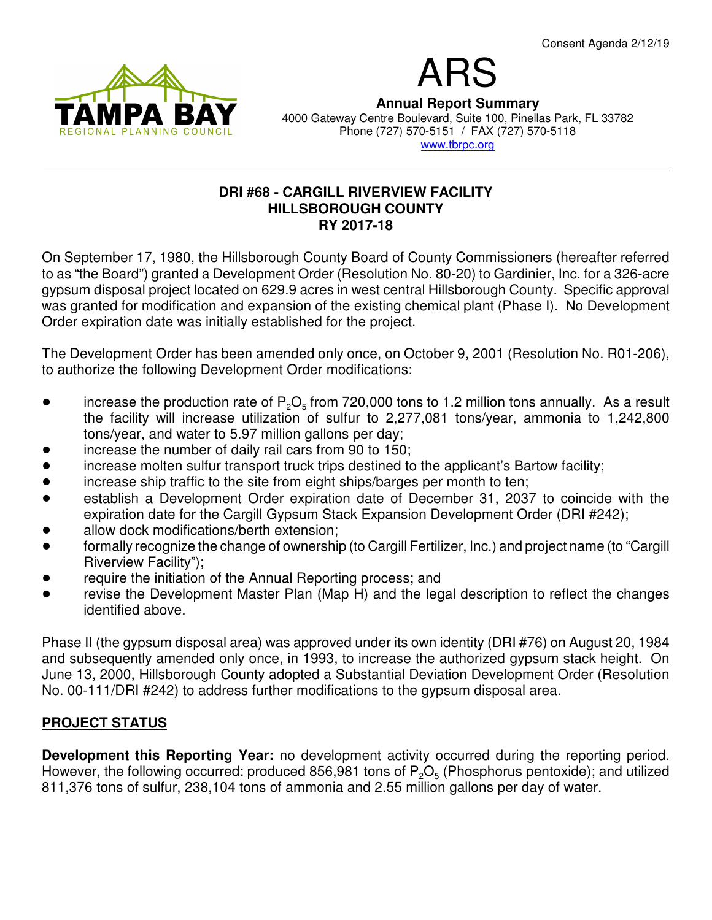Consent Agenda 2/12/19

TAMPA BAY REGIONAL PLANNING COUNCIL

# ARS

**Annual Report Summary**

4000 Gateway Centre Boulevard, Suite 100, Pinellas Park, FL 33782
Phone (727) 570-5151 / FAX (727) 570-5118
www.tbrpc.org

---

**DRI #68 - CARGILL RIVERVIEW FACILITY**
**HILLSBOROUGH COUNTY**
**RY 2017-18**

On September 17, 1980, the Hillsborough County Board of County Commissioners (hereafter referred to as "the Board") granted a Development Order (Resolution No. 80-20) to Gardinier, Inc. for a 326-acre gypsum disposal project located on 629.9 acres in west central Hillsborough County. Specific approval was granted for modification and expansion of the existing chemical plant (Phase I). No Development Order expiration date was initially established for the project.

The Development Order has been amended only once, on October 9, 2001 (Resolution No. R01-206), to authorize the following Development Order modifications:

- increase the production rate of $P_2O_5$ from 720,000 tons to 1.2 million tons annually. As a result the facility will increase utilization of sulfur to 2,277,081 tons/year, ammonia to 1,242,800 tons/year, and water to 5.97 million gallons per day;
- increase the number of daily rail cars from 90 to 150;
- increase molten sulfur transport truck trips destined to the applicant's Bartow facility;
- increase ship traffic to the site from eight ships/barges per month to ten;
- establish a Development Order expiration date of December 31, 2037 to coincide with the expiration date for the Cargill Gypsum Stack Expansion Development Order (DRI #242);
- allow dock modifications/berth extension;
- formally recognize the change of ownership (to Cargill Fertilizer, Inc.) and project name (to "Cargill Riverview Facility");
- require the initiation of the Annual Reporting process; and
- revise the Development Master Plan (Map H) and the legal description to reflect the changes identified above.

Phase II (the gypsum disposal area) was approved under its own identity (DRI #76) on August 20, 1984 and subsequently amended only once, in 1993, to increase the authorized gypsum stack height. On June 13, 2000, Hillsborough County adopted a Substantial Deviation Development Order (Resolution No. 00-111/DRI #242) to address further modifications to the gypsum disposal area.

## PROJECT STATUS

**Development this Reporting Year:** no development activity occurred during the reporting period. However, the following occurred: produced 856,981 tons of $P_2O_5$ (Phosphorus pentoxide); and utilized 811,376 tons of sulfur, 238,104 tons of ammonia and 2.55 million gallons per day of water.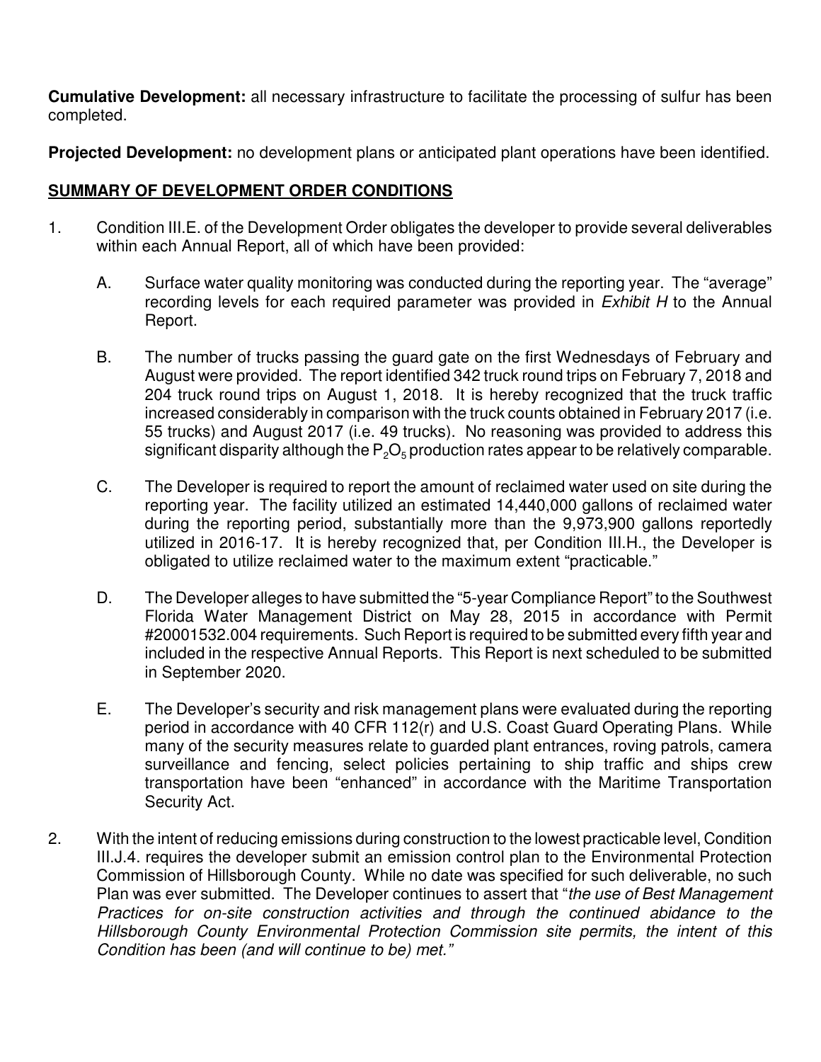**Cumulative Development:** all necessary infrastructure to facilitate the processing of sulfur has been completed.

**Projected Development:** no development plans or anticipated plant operations have been identified.

## SUMMARY OF DEVELOPMENT ORDER CONDITIONS

1. Condition III.E. of the Development Order obligates the developer to provide several deliverables within each Annual Report, all of which have been provided:

   A. Surface water quality monitoring was conducted during the reporting year. The "average" recording levels for each required parameter was provided in *Exhibit H* to the Annual Report.

   B. The number of trucks passing the guard gate on the first Wednesdays of February and August were provided. The report identified 342 truck round trips on February 7, 2018 and 204 truck round trips on August 1, 2018. It is hereby recognized that the truck traffic increased considerably in comparison with the truck counts obtained in February 2017 (i.e. 55 trucks) and August 2017 (i.e. 49 trucks). No reasoning was provided to address this significant disparity although the $P_2O_5$ production rates appear to be relatively comparable.

   C. The Developer is required to report the amount of reclaimed water used on site during the reporting year. The facility utilized an estimated 14,440,000 gallons of reclaimed water during the reporting period, substantially more than the 9,973,900 gallons reportedly utilized in 2016-17. It is hereby recognized that, per Condition III.H., the Developer is obligated to utilize reclaimed water to the maximum extent "practicable."

   D. The Developer alleges to have submitted the "5-year Compliance Report" to the Southwest Florida Water Management District on May 28, 2015 in accordance with Permit #20001532.004 requirements. Such Report is required to be submitted every fifth year and included in the respective Annual Reports. This Report is next scheduled to be submitted in September 2020.

   E. The Developer's security and risk management plans were evaluated during the reporting period in accordance with 40 CFR 112(r) and U.S. Coast Guard Operating Plans. While many of the security measures relate to guarded plant entrances, roving patrols, camera surveillance and fencing, select policies pertaining to ship traffic and ships crew transportation have been "enhanced" in accordance with the Maritime Transportation Security Act.

2. With the intent of reducing emissions during construction to the lowest practicable level, Condition III.J.4. requires the developer submit an emission control plan to the Environmental Protection Commission of Hillsborough County. While no date was specified for such deliverable, no such Plan was ever submitted. The Developer continues to assert that "*the use of Best Management Practices for on-site construction activities and through the continued abidance to the Hillsborough County Environmental Protection Commission site permits, the intent of this Condition has been (and will continue to be) met.*"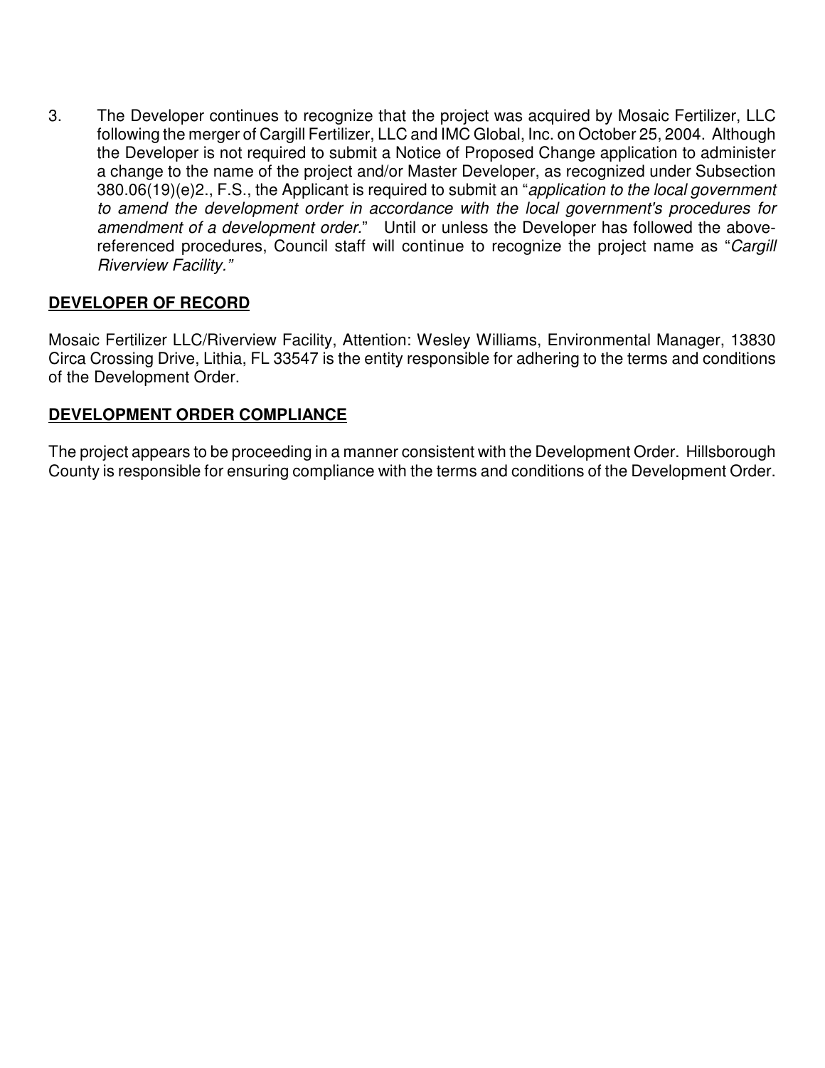3. The Developer continues to recognize that the project was acquired by Mosaic Fertilizer, LLC following the merger of Cargill Fertilizer, LLC and IMC Global, Inc. on October 25, 2004. Although the Developer is not required to submit a Notice of Proposed Change application to administer a change to the name of the project and/or Master Developer, as recognized under Subsection 380.06(19)(e)2., F.S., the Applicant is required to submit an "*application to the local government to amend the development order in accordance with the local government's procedures for amendment of a development order.*" Until or unless the Developer has followed the above-referenced procedures, Council staff will continue to recognize the project name as "*Cargill Riverview Facility.*"

**DEVELOPER OF RECORD**

Mosaic Fertilizer LLC/Riverview Facility, Attention: Wesley Williams, Environmental Manager, 13830 Circa Crossing Drive, Lithia, FL 33547 is the entity responsible for adhering to the terms and conditions of the Development Order.

**DEVELOPMENT ORDER COMPLIANCE**

The project appears to be proceeding in a manner consistent with the Development Order. Hillsborough County is responsible for ensuring compliance with the terms and conditions of the Development Order.